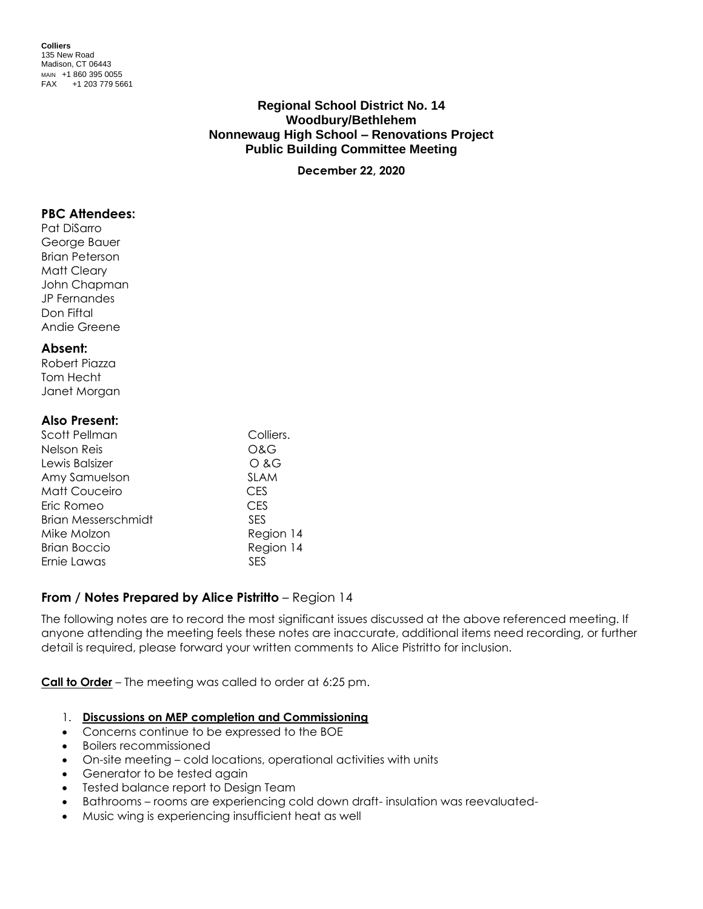**Colliers**
135 New Road
Madison, CT 06443
MAIN +1 860 395 0055
FAX +1 203 779 5661

# Regional School District No. 14
## Woodbury/Bethlehem
## Nonnewaug High School – Renovations Project
## Public Building Committee Meeting

**December 22, 2020**

### PBC Attendees:

Pat DiSarro
George Bauer
Brian Peterson
Matt Cleary
John Chapman
JP Fernandes
Don Fiftal
Andie Greene

### Absent:

Robert Piazza
Tom Hecht
Janet Morgan

### Also Present:

| | |
|---|---|
| Scott Pellman | Colliers. |
| Nelson Reis | O&G |
| Lewis Balsizer | O &G |
| Amy Samuelson | SLAM |
| Matt Couceiro | CES |
| Eric Romeo | CES |
| Brian Messerschmidt | SES |
| Mike Molzon | Region 14 |
| Brian Boccio | Region 14 |
| Ernie Lawas | SES |

### From / Notes Prepared by Alice Pistritto – Region 14

The following notes are to record the most significant issues discussed at the above referenced meeting. If anyone attending the meeting feels these notes are inaccurate, additional items need recording, or further detail is required, please forward your written comments to Alice Pistritto for inclusion.

**Call to Order** – The meeting was called to order at 6:25 pm.

1. **Discussions on MEP completion and Commissioning**

- Concerns continue to be expressed to the BOE
- Boilers recommissioned
- On-site meeting – cold locations, operational activities with units
- Generator to be tested again
- Tested balance report to Design Team
- Bathrooms – rooms are experiencing cold down draft- insulation was reevaluated-
- Music wing is experiencing insufficient heat as well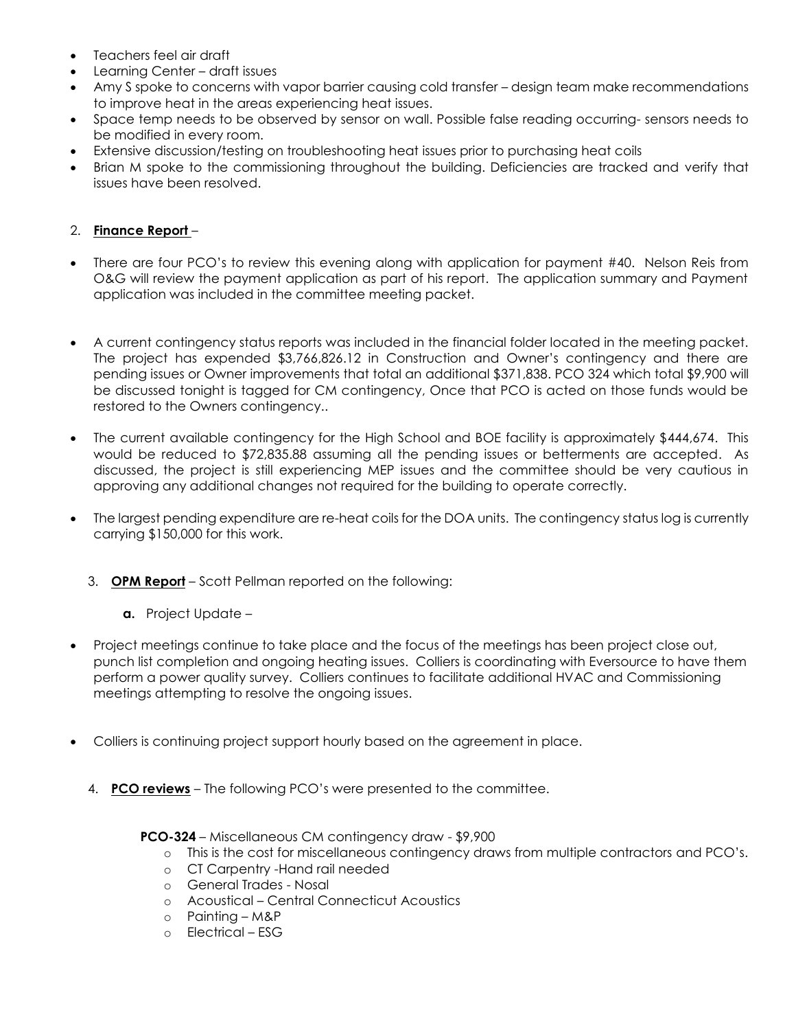- Teachers feel air draft
- Learning Center – draft issues
- Amy S spoke to concerns with vapor barrier causing cold transfer – design team make recommendations to improve heat in the areas experiencing heat issues.
- Space temp needs to be observed by sensor on wall. Possible false reading occurring- sensors needs to be modified in every room.
- Extensive discussion/testing on troubleshooting heat issues prior to purchasing heat coils
- Brian M spoke to the commissioning throughout the building. Deficiencies are tracked and verify that issues have been resolved.

2. **Finance Report** –

- There are four PCO's to review this evening along with application for payment #40. Nelson Reis from O&G will review the payment application as part of his report. The application summary and Payment application was included in the committee meeting packet.

- A current contingency status reports was included in the financial folder located in the meeting packet. The project has expended $3,766,826.12 in Construction and Owner's contingency and there are pending issues or Owner improvements that total an additional $371,838. PCO 324 which total $9,900 will be discussed tonight is tagged for CM contingency, Once that PCO is acted on those funds would be restored to the Owners contingency..

- The current available contingency for the High School and BOE facility is approximately $444,674. This would be reduced to $72,835.88 assuming all the pending issues or betterments are accepted. As discussed, the project is still experiencing MEP issues and the committee should be very cautious in approving any additional changes not required for the building to operate correctly.

- The largest pending expenditure are re-heat coils for the DOA units. The contingency status log is currently carrying $150,000 for this work.

3. **OPM Report** – Scott Pellman reported on the following:

   **a.** Project Update –

- Project meetings continue to take place and the focus of the meetings has been project close out, punch list completion and ongoing heating issues. Colliers is coordinating with Eversource to have them perform a power quality survey. Colliers continues to facilitate additional HVAC and Commissioning meetings attempting to resolve the ongoing issues.

- Colliers is continuing project support hourly based on the agreement in place.

4. **PCO reviews** – The following PCO's were presented to the committee.

   **PCO-324** – Miscellaneous CM contingency draw - $9,900
   - This is the cost for miscellaneous contingency draws from multiple contractors and PCO's.
   - CT Carpentry -Hand rail needed
   - General Trades - Nosal
   - Acoustical – Central Connecticut Acoustics
   - Painting – M&P
   - Electrical – ESG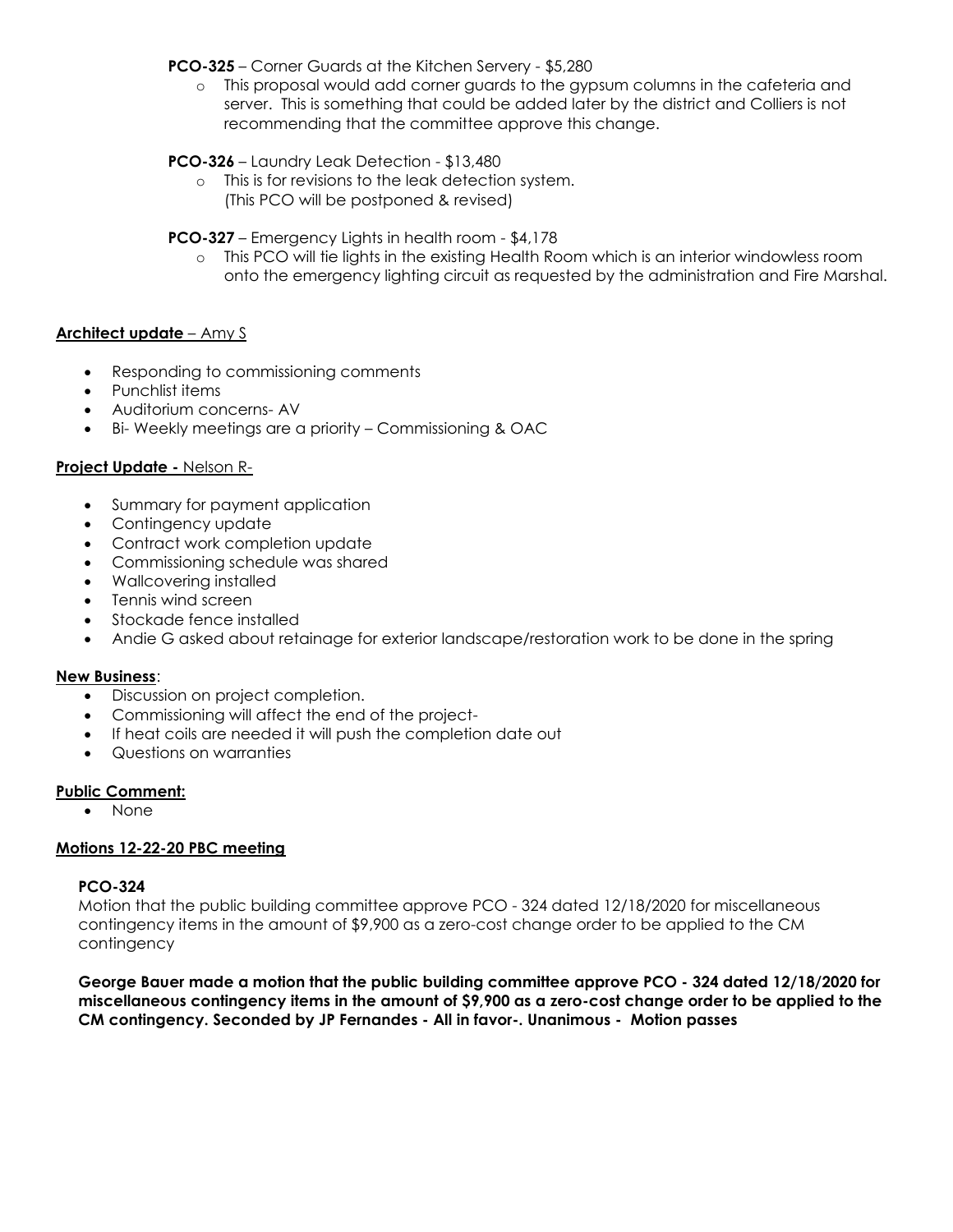**PCO-325** – Corner Guards at the Kitchen Servery - $5,280

- This proposal would add corner guards to the gypsum columns in the cafeteria and server. This is something that could be added later by the district and Colliers is not recommending that the committee approve this change.

**PCO-326** – Laundry Leak Detection - $13,480

- This is for revisions to the leak detection system. (This PCO will be postponed & revised)

**PCO-327** – Emergency Lights in health room - $4,178

- This PCO will tie lights in the existing Health Room which is an interior windowless room onto the emergency lighting circuit as requested by the administration and Fire Marshal.

**Architect update** – Amy S

- Responding to commissioning comments
- Punchlist items
- Auditorium concerns- AV
- Bi- Weekly meetings are a priority – Commissioning & OAC

**Project Update -** Nelson R-

- Summary for payment application
- Contingency update
- Contract work completion update
- Commissioning schedule was shared
- Wallcovering installed
- Tennis wind screen
- Stockade fence installed
- Andie G asked about retainage for exterior landscape/restoration work to be done in the spring

**New Business**:

- Discussion on project completion.
- Commissioning will affect the end of the project-
- If heat coils are needed it will push the completion date out
- Questions on warranties

**Public Comment:**

- None

**Motions 12-22-20 PBC meeting**

**PCO-324**

Motion that the public building committee approve PCO - 324 dated 12/18/2020 for miscellaneous contingency items in the amount of $9,900 as a zero-cost change order to be applied to the CM contingency

**George Bauer made a motion that the public building committee approve PCO - 324 dated 12/18/2020 for miscellaneous contingency items in the amount of $9,900 as a zero-cost change order to be applied to the CM contingency. Seconded by JP Fernandes - All in favor-. Unanimous - Motion passes**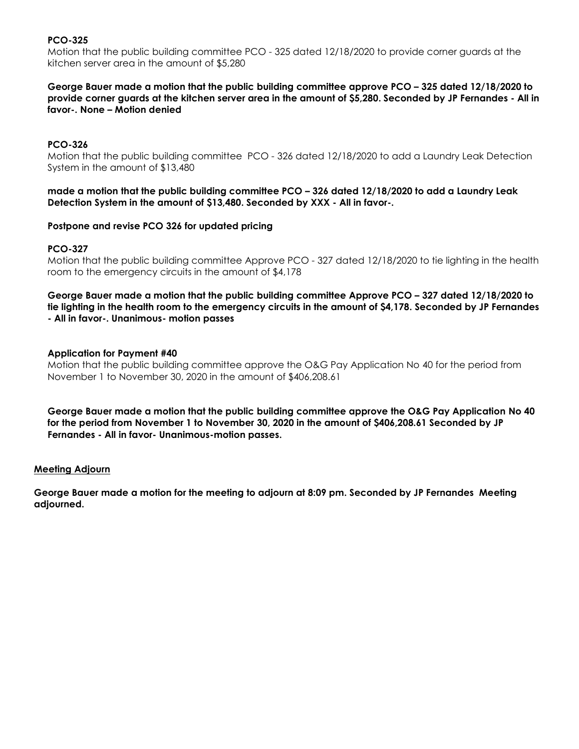**PCO-325**

Motion that the public building committee PCO - 325 dated 12/18/2020 to provide corner guards at the kitchen server area in the amount of $5,280

**George Bauer made a motion that the public building committee approve PCO – 325 dated 12/18/2020 to provide corner guards at the kitchen server area in the amount of $5,280. Seconded by JP Fernandes - All in favor-. None – Motion denied**

**PCO-326**

Motion that the public building committee PCO - 326 dated 12/18/2020 to add a Laundry Leak Detection System in the amount of $13,480

**made a motion that the public building committee PCO – 326 dated 12/18/2020 to add a Laundry Leak Detection System in the amount of $13,480. Seconded by XXX - All in favor-.**

**Postpone and revise PCO 326 for updated pricing**

**PCO-327**

Motion that the public building committee Approve PCO - 327 dated 12/18/2020 to tie lighting in the health room to the emergency circuits in the amount of $4,178

**George Bauer made a motion that the public building committee Approve PCO – 327 dated 12/18/2020 to tie lighting in the health room to the emergency circuits in the amount of $4,178. Seconded by JP Fernandes - All in favor-. Unanimous- motion passes**

**Application for Payment #40**

Motion that the public building committee approve the O&G Pay Application No 40 for the period from November 1 to November 30, 2020 in the amount of $406,208.61

**George Bauer made a motion that the public building committee approve the O&G Pay Application No 40 for the period from November 1 to November 30, 2020 in the amount of $406,208.61 Seconded by JP Fernandes - All in favor- Unanimous-motion passes.**

**Meeting Adjourn**

**George Bauer made a motion for the meeting to adjourn at 8:09 pm. Seconded by JP Fernandes Meeting adjourned.**